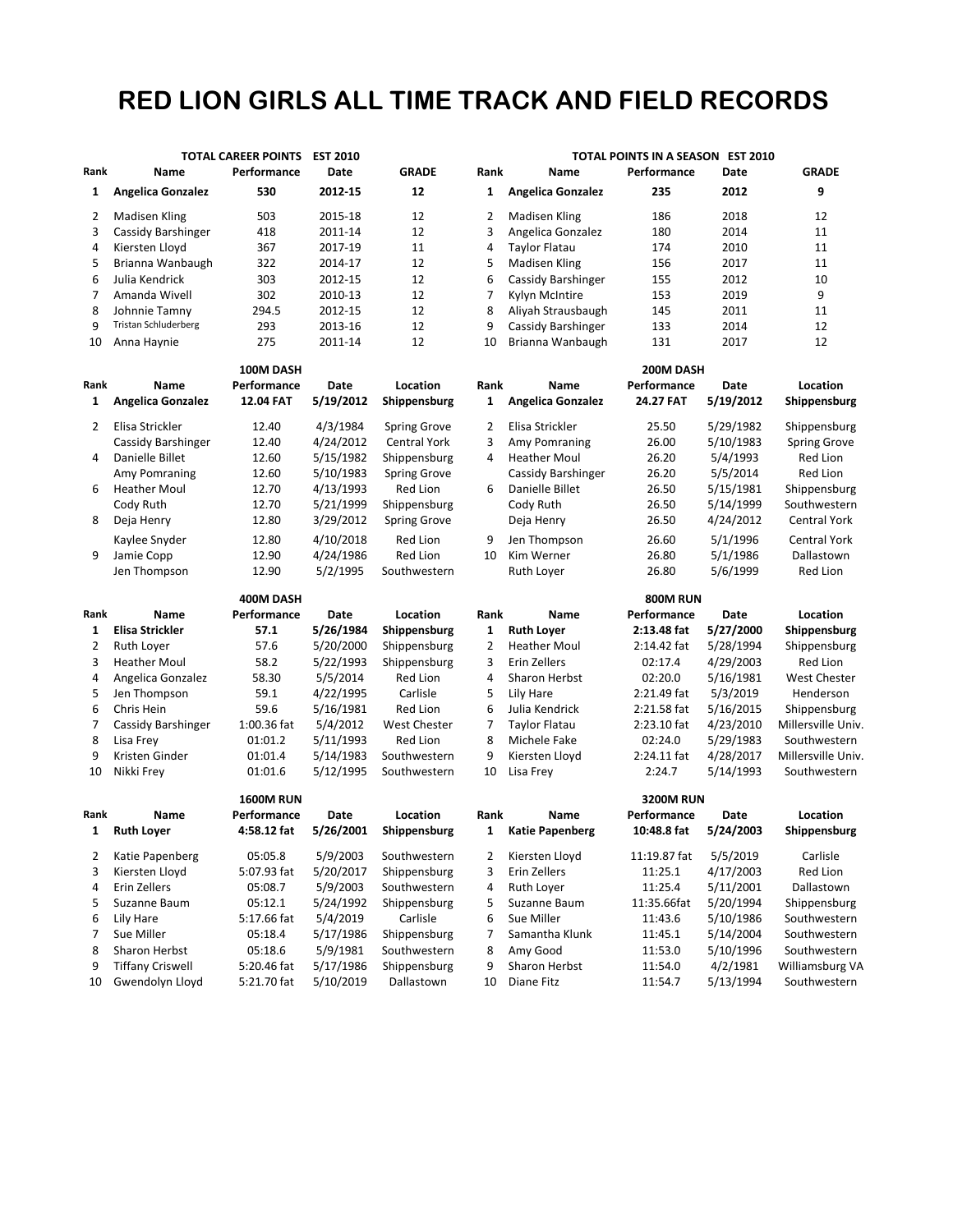# RED LION GIRLS ALL TIME TRACK AND FIELD RECORDS

## TOTAL CAREER POINTS EST 2010

| Rank | Name | Performance | Date | GRADE |
|---|---|---|---|---|
| **1** | **Angelica Gonzalez** | **530** | **2012-15** | **12** |
| 2 | Madisen Kling | 503 | 2015-18 | 12 |
| 3 | Cassidy Barshinger | 418 | 2011-14 | 12 |
| 4 | Kiersten Lloyd | 367 | 2017-19 | 11 |
| 5 | Brianna Wanbaugh | 322 | 2014-17 | 12 |
| 6 | Julia Kendrick | 303 | 2012-15 | 12 |
| 7 | Amanda Wivell | 302 | 2010-13 | 12 |
| 8 | Johnnie Tamny | 294.5 | 2012-15 | 12 |
| 9 | Tristan Schluderberg | 293 | 2013-16 | 12 |
| 10 | Anna Haynie | 275 | 2011-14 | 12 |

## TOTAL POINTS IN A SEASON EST 2010

| Rank | Name | Performance | Date | GRADE |
|---|---|---|---|---|
| **1** | **Angelica Gonzalez** | **235** | **2012** | **9** |
| 2 | Madisen Kling | 186 | 2018 | 12 |
| 3 | Angelica Gonzalez | 180 | 2014 | 11 |
| 4 | Taylor Flatau | 174 | 2010 | 11 |
| 5 | Madisen Kling | 156 | 2017 | 11 |
| 6 | Cassidy Barshinger | 155 | 2012 | 10 |
| 7 | Kylyn McIntire | 153 | 2019 | 9 |
| 8 | Aliyah Strausbaugh | 145 | 2011 | 11 |
| 9 | Cassidy Barshinger | 133 | 2014 | 12 |
| 10 | Brianna Wanbaugh | 131 | 2017 | 12 |

## 100M DASH

| Rank | Name | Performance | Date | Location |
|---|---|---|---|---|
| **1** | **Angelica Gonzalez** | **12.04 FAT** | **5/19/2012** | **Shippensburg** |
| 2 | Elisa Strickler | 12.40 | 4/3/1984 | Spring Grove |
| | Cassidy Barshinger | 12.40 | 4/24/2012 | Central York |
| 4 | Danielle Billet | 12.60 | 5/15/1982 | Shippensburg |
| | Amy Pomraning | 12.60 | 5/10/1983 | Spring Grove |
| 6 | Heather Moul | 12.70 | 4/13/1993 | Red Lion |
| | Cody Ruth | 12.70 | 5/21/1999 | Shippensburg |
| 8 | Deja Henry | 12.80 | 3/29/2012 | Spring Grove |
| | Kaylee Snyder | 12.80 | 4/10/2018 | Red Lion |
| 9 | Jamie Copp | 12.90 | 4/24/1986 | Red Lion |
| | Jen Thompson | 12.90 | 5/2/1995 | Southwestern |

## 200M DASH

| Rank | Name | Performance | Date | Location |
|---|---|---|---|---|
| **1** | **Angelica Gonzalez** | **24.27 FAT** | **5/19/2012** | **Shippensburg** |
| 2 | Elisa Strickler | 25.50 | 5/29/1982 | Shippensburg |
| 3 | Amy Pomraning | 26.00 | 5/10/1983 | Spring Grove |
| 4 | Heather Moul | 26.20 | 5/4/1993 | Red Lion |
| | Cassidy Barshinger | 26.20 | 5/5/2014 | Red Lion |
| 6 | Danielle Billet | 26.50 | 5/15/1981 | Shippensburg |
| | Cody Ruth | 26.50 | 5/14/1999 | Southwestern |
| | Deja Henry | 26.50 | 4/24/2012 | Central York |
| 9 | Jen Thompson | 26.60 | 5/1/1996 | Central York |
| 10 | Kim Werner | 26.80 | 5/1/1986 | Dallastown |
| | Ruth Loyer | 26.80 | 5/6/1999 | Red Lion |

## 400M DASH

| Rank | Name | Performance | Date | Location |
|---|---|---|---|---|
| **1** | **Elisa Strickler** | **57.1** | **5/26/1984** | **Shippensburg** |
| 2 | Ruth Loyer | 57.6 | 5/20/2000 | Shippensburg |
| 3 | Heather Moul | 58.2 | 5/22/1993 | Shippensburg |
| 4 | Angelica Gonzalez | 58.30 | 5/5/2014 | Red Lion |
| 5 | Jen Thompson | 59.1 | 4/22/1995 | Carlisle |
| 6 | Chris Hein | 59.6 | 5/16/1981 | Red Lion |
| 7 | Cassidy Barshinger | 1:00.36 fat | 5/4/2012 | West Chester |
| 8 | Lisa Frey | 01:01.2 | 5/11/1993 | Red Lion |
| 9 | Kristen Ginder | 01:01.4 | 5/14/1983 | Southwestern |
| 10 | Nikki Frey | 01:01.6 | 5/12/1995 | Southwestern |

## 800M RUN

| Rank | Name | Performance | Date | Location |
|---|---|---|---|---|
| **1** | **Ruth Loyer** | **2:13.48 fat** | **5/27/2000** | **Shippensburg** |
| 2 | Heather Moul | 2:14.42 fat | 5/28/1994 | Shippensburg |
| 3 | Erin Zellers | 02:17.4 | 4/29/2003 | Red Lion |
| 4 | Sharon Herbst | 02:20.0 | 5/16/1981 | West Chester |
| 5 | Lily Hare | 2:21.49 fat | 5/3/2019 | Henderson |
| 6 | Julia Kendrick | 2:21.58 fat | 5/16/2015 | Shippensburg |
| 7 | Taylor Flatau | 2:23.10 fat | 4/23/2010 | Millersville Univ. |
| 8 | Michele Fake | 02:24.0 | 5/29/1983 | Southwestern |
| 9 | Kiersten Lloyd | 2:24.11 fat | 4/28/2017 | Millersville Univ. |
| 10 | Lisa Frey | 2:24.7 | 5/14/1993 | Southwestern |

## 1600M RUN

| Rank | Name | Performance | Date | Location |
|---|---|---|---|---|
| **1** | **Ruth Loyer** | **4:58.12 fat** | **5/26/2001** | **Shippensburg** |
| 2 | Katie Papenberg | 05:05.8 | 5/9/2003 | Southwestern |
| 3 | Kiersten Lloyd | 5:07.93 fat | 5/20/2017 | Shippensburg |
| 4 | Erin Zellers | 05:08.7 | 5/9/2003 | Southwestern |
| 5 | Suzanne Baum | 05:12.1 | 5/24/1992 | Shippensburg |
| 6 | Lily Hare | 5:17.66 fat | 5/4/2019 | Carlisle |
| 7 | Sue Miller | 05:18.4 | 5/17/1986 | Shippensburg |
| 8 | Sharon Herbst | 05:18.6 | 5/9/1981 | Southwestern |
| 9 | Tiffany Criswell | 5:20.46 fat | 5/17/1986 | Shippensburg |
| 10 | Gwendolyn Lloyd | 5:21.70 fat | 5/10/2019 | Dallastown |

## 3200M RUN

| Rank | Name | Performance | Date | Location |
|---|---|---|---|---|
| **1** | **Katie Papenberg** | **10:48.8 fat** | **5/24/2003** | **Shippensburg** |
| 2 | Kiersten Lloyd | 11:19.87 fat | 5/5/2019 | Carlisle |
| 3 | Erin Zellers | 11:25.1 | 4/17/2003 | Red Lion |
| 4 | Ruth Loyer | 11:25.4 | 5/11/2001 | Dallastown |
| 5 | Suzanne Baum | 11:35.66fat | 5/20/1994 | Shippensburg |
| 6 | Sue Miller | 11:43.6 | 5/10/1986 | Southwestern |
| 7 | Samantha Klunk | 11:45.1 | 5/14/2004 | Southwestern |
| 8 | Amy Good | 11:53.0 | 5/10/1996 | Southwestern |
| 9 | Sharon Herbst | 11:54.0 | 4/2/1981 | Williamsburg VA |
| 10 | Diane Fitz | 11:54.7 | 5/13/1994 | Southwestern |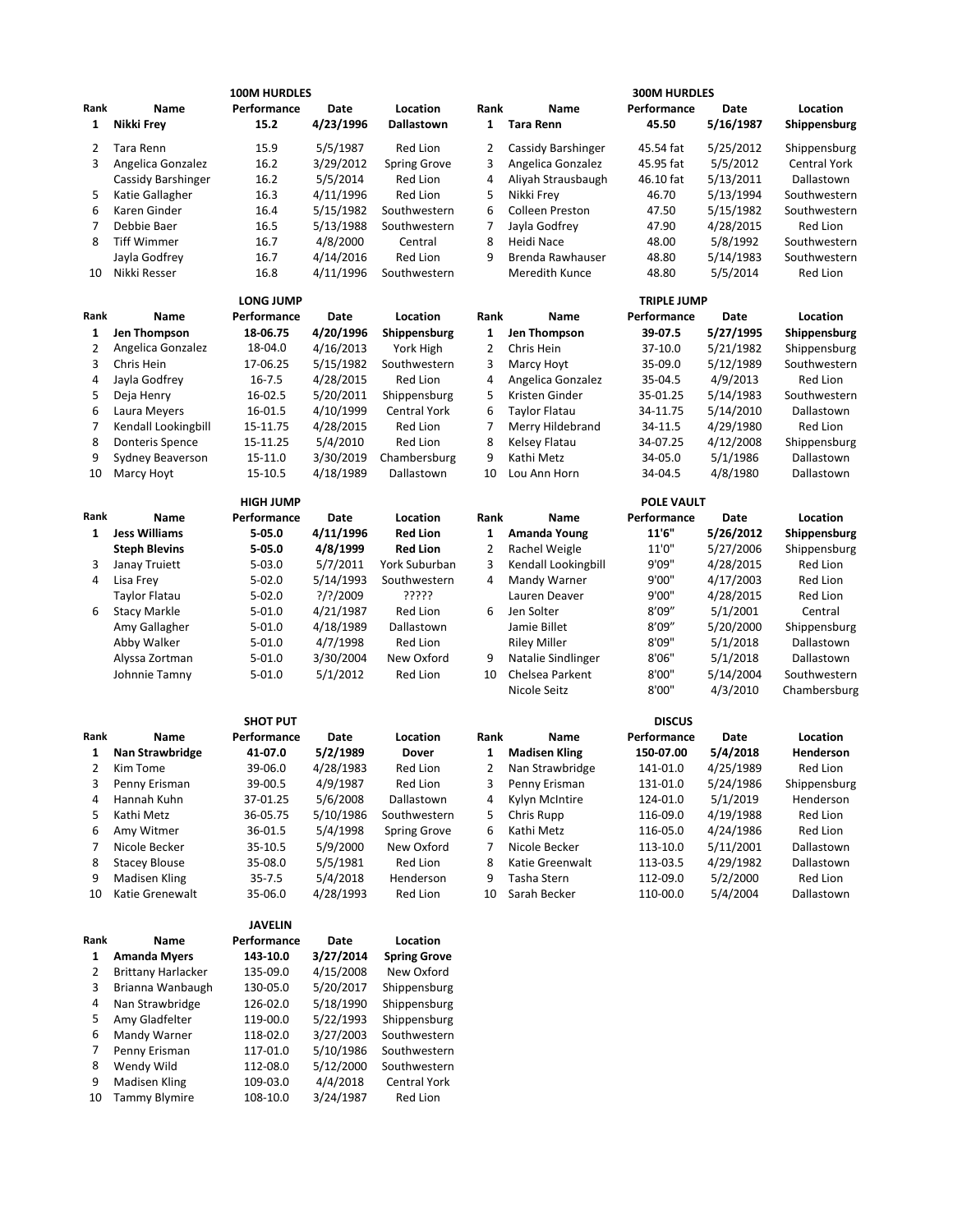## 100M HURDLES

| Rank | Name | Performance | Date | Location |
|---|---|---|---|---|
| **1** | **Nikki Frey** | **15.2** | **4/23/1996** | **Dallastown** |
| 2 | Tara Renn | 15.9 | 5/5/1987 | Red Lion |
| 3 | Angelica Gonzalez | 16.2 | 3/29/2012 | Spring Grove |
| | Cassidy Barshinger | 16.2 | 5/5/2014 | Red Lion |
| 5 | Katie Gallagher | 16.3 | 4/11/1996 | Red Lion |
| 6 | Karen Ginder | 16.4 | 5/15/1982 | Southwestern |
| 7 | Debbie Baer | 16.5 | 5/13/1988 | Southwestern |
| 8 | Tiff Wimmer | 16.7 | 4/8/2000 | Central |
| | Jayla Godfrey | 16.7 | 4/14/2016 | Red Lion |
| 10 | Nikki Resser | 16.8 | 4/11/1996 | Southwestern |

## 300M HURDLES

| Rank | Name | Performance | Date | Location |
|---|---|---|---|---|
| **1** | **Tara Renn** | **45.50** | **5/16/1987** | **Shippensburg** |
| 2 | Cassidy Barshinger | 45.54 fat | 5/25/2012 | Shippensburg |
| 3 | Angelica Gonzalez | 45.95 fat | 5/5/2012 | Central York |
| 4 | Aliyah Strausbaugh | 46.10 fat | 5/13/2011 | Dallastown |
| 5 | Nikki Frey | 46.70 | 5/13/1994 | Southwestern |
| 6 | Colleen Preston | 47.50 | 5/15/1982 | Southwestern |
| 7 | Jayla Godfrey | 47.90 | 4/28/2015 | Red Lion |
| 8 | Heidi Nace | 48.00 | 5/8/1992 | Southwestern |
| 9 | Brenda Rawhauser | 48.80 | 5/14/1983 | Southwestern |
| | Meredith Kunce | 48.80 | 5/5/2014 | Red Lion |

## LONG JUMP

| Rank | Name | Performance | Date | Location |
|---|---|---|---|---|
| **1** | **Jen Thompson** | **18-06.75** | **4/20/1996** | **Shippensburg** |
| 2 | Angelica Gonzalez | 18-04.0 | 4/16/2013 | York High |
| 3 | Chris Hein | 17-06.25 | 5/15/1982 | Southwestern |
| 4 | Jayla Godfrey | 16-7.5 | 4/28/2015 | Red Lion |
| 5 | Deja Henry | 16-02.5 | 5/20/2011 | Shippensburg |
| 6 | Laura Meyers | 16-01.5 | 4/10/1999 | Central York |
| 7 | Kendall Lookingbill | 15-11.75 | 4/28/2015 | Red Lion |
| 8 | Donteris Spence | 15-11.25 | 5/4/2010 | Red Lion |
| 9 | Sydney Beaverson | 15-11.0 | 3/30/2019 | Chambersburg |
| 10 | Marcy Hoyt | 15-10.5 | 4/18/1989 | Dallastown |

## TRIPLE JUMP

| Rank | Name | Performance | Date | Location |
|---|---|---|---|---|
| **1** | **Jen Thompson** | **39-07.5** | **5/27/1995** | **Shippensburg** |
| 2 | Chris Hein | 37-10.0 | 5/21/1982 | Shippensburg |
| 3 | Marcy Hoyt | 35-09.0 | 5/12/1989 | Southwestern |
| 4 | Angelica Gonzalez | 35-04.5 | 4/9/2013 | Red Lion |
| 5 | Kristen Ginder | 35-01.25 | 5/14/1983 | Southwestern |
| 6 | Taylor Flatau | 34-11.75 | 5/14/2010 | Dallastown |
| 7 | Merry Hildebrand | 34-11.5 | 4/29/1980 | Red Lion |
| 8 | Kelsey Flatau | 34-07.25 | 4/12/2008 | Shippensburg |
| 9 | Kathi Metz | 34-05.0 | 5/1/1986 | Dallastown |
| 10 | Lou Ann Horn | 34-04.5 | 4/8/1980 | Dallastown |

## HIGH JUMP

| Rank | Name | Performance | Date | Location |
|---|---|---|---|---|
| **1** | **Jess Williams** | **5-05.0** | **4/11/1996** | **Red Lion** |
| | **Steph Blevins** | **5-05.0** | **4/8/1999** | **Red Lion** |
| 3 | Janay Truiett | 5-03.0 | 5/7/2011 | York Suburban |
| 4 | Lisa Frey | 5-02.0 | 5/14/1993 | Southwestern |
| | Taylor Flatau | 5-02.0 | ?/?/2009 | ????? |
| 6 | Stacy Markle | 5-01.0 | 4/21/1987 | Red Lion |
| | Amy Gallagher | 5-01.0 | 4/18/1989 | Dallastown |
| | Abby Walker | 5-01.0 | 4/7/1998 | Red Lion |
| | Alyssa Zortman | 5-01.0 | 3/30/2004 | New Oxford |
| | Johnnie Tamny | 5-01.0 | 5/1/2012 | Red Lion |

## POLE VAULT

| Rank | Name | Performance | Date | Location |
|---|---|---|---|---|
| **1** | **Amanda Young** | **11'6"** | **5/26/2012** | **Shippensburg** |
| 2 | Rachel Weigle | 11'0" | 5/27/2006 | Shippensburg |
| 3 | Kendall Lookingbill | 9'09" | 4/28/2015 | Red Lion |
| 4 | Mandy Warner | 9'00" | 4/17/2003 | Red Lion |
| | Lauren Deaver | 9'00" | 4/28/2015 | Red Lion |
| 6 | Jen Solter | 8'09" | 5/1/2001 | Central |
| | Jamie Billet | 8'09" | 5/20/2000 | Shippensburg |
| | Riley Miller | 8'09" | 5/1/2018 | Dallastown |
| 9 | Natalie Sindlinger | 8'06" | 5/1/2018 | Dallastown |
| 10 | Chelsea Parkent | 8'00" | 5/14/2004 | Southwestern |
| | Nicole Seitz | 8'00" | 4/3/2010 | Chambersburg |

## SHOT PUT

| Rank | Name | Performance | Date | Location |
|---|---|---|---|---|
| **1** | **Nan Strawbridge** | **41-07.0** | **5/2/1989** | **Dover** |
| 2 | Kim Tome | 39-06.0 | 4/28/1983 | Red Lion |
| 3 | Penny Erisman | 39-00.5 | 4/9/1987 | Red Lion |
| 4 | Hannah Kuhn | 37-01.25 | 5/6/2008 | Dallastown |
| 5 | Kathi Metz | 36-05.75 | 5/10/1986 | Southwestern |
| 6 | Amy Witmer | 36-01.5 | 5/4/1998 | Spring Grove |
| 7 | Nicole Becker | 35-10.5 | 5/9/2000 | New Oxford |
| 8 | Stacey Blouse | 35-08.0 | 5/5/1981 | Red Lion |
| 9 | Madisen Kling | 35-7.5 | 5/4/2018 | Henderson |
| 10 | Katie Grenewalt | 35-06.0 | 4/28/1993 | Red Lion |

## DISCUS

| Rank | Name | Performance | Date | Location |
|---|---|---|---|---|
| **1** | **Madisen Kling** | **150-07.00** | **5/4/2018** | **Henderson** |
| 2 | Nan Strawbridge | 141-01.0 | 4/25/1989 | Red Lion |
| 3 | Penny Erisman | 131-01.0 | 5/24/1986 | Shippensburg |
| 4 | Kylyn McIntire | 124-01.0 | 5/1/2019 | Henderson |
| 5 | Chris Rupp | 116-09.0 | 4/19/1988 | Red Lion |
| 6 | Kathi Metz | 116-05.0 | 4/24/1986 | Red Lion |
| 7 | Nicole Becker | 113-10.0 | 5/11/2001 | Dallastown |
| 8 | Katie Greenwalt | 113-03.5 | 4/29/1982 | Dallastown |
| 9 | Tasha Stern | 112-09.0 | 5/2/2000 | Red Lion |
| 10 | Sarah Becker | 110-00.0 | 5/4/2004 | Dallastown |

## JAVELIN

| Rank | Name | Performance | Date | Location |
|---|---|---|---|---|
| **1** | **Amanda Myers** | **143-10.0** | **3/27/2014** | **Spring Grove** |
| 2 | Brittany Harlacker | 135-09.0 | 4/15/2008 | New Oxford |
| 3 | Brianna Wanbaugh | 130-05.0 | 5/20/2017 | Shippensburg |
| 4 | Nan Strawbridge | 126-02.0 | 5/18/1990 | Shippensburg |
| 5 | Amy Gladfelter | 119-00.0 | 5/22/1993 | Shippensburg |
| 6 | Mandy Warner | 118-02.0 | 3/27/2003 | Southwestern |
| 7 | Penny Erisman | 117-01.0 | 5/10/1986 | Southwestern |
| 8 | Wendy Wild | 112-08.0 | 5/12/2000 | Southwestern |
| 9 | Madisen Kling | 109-03.0 | 4/4/2018 | Central York |
| 10 | Tammy Blymire | 108-10.0 | 3/24/1987 | Red Lion |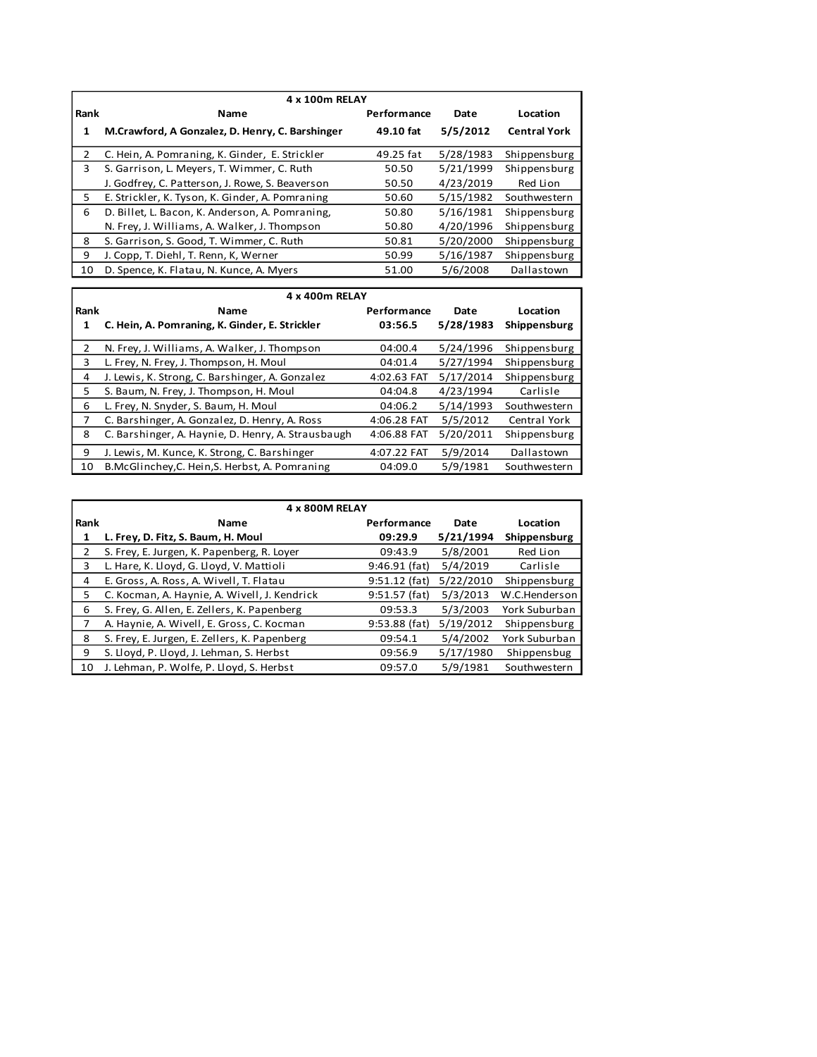## 4 x 100m RELAY

| Rank | Name | Performance | Date | Location |
|---|---|---|---|---|
| **1** | **M.Crawford, A Gonzalez, D. Henry, C. Barshinger** | **49.10 fat** | **5/5/2012** | **Central York** |
| 2 | C. Hein, A. Pomraning, K. Ginder, E. Strickler | 49.25 fat | 5/28/1983 | Shippensburg |
| 3 | S. Garrison, L. Meyers, T. Wimmer, C. Ruth | 50.50 | 5/21/1999 | Shippensburg |
| | J. Godfrey, C. Patterson, J. Rowe, S. Beaverson | 50.50 | 4/23/2019 | Red Lion |
| 5 | E. Strickler, K. Tyson, K. Ginder, A. Pomraning | 50.60 | 5/15/1982 | Southwestern |
| 6 | D. Billet, L. Bacon, K. Anderson, A. Pomraning, | 50.80 | 5/16/1981 | Shippensburg |
| | N. Frey, J. Williams, A. Walker, J. Thompson | 50.80 | 4/20/1996 | Shippensburg |
| 8 | S. Garrison, S. Good, T. Wimmer, C. Ruth | 50.81 | 5/20/2000 | Shippensburg |
| 9 | J. Copp, T. Diehl, T. Renn, K, Werner | 50.99 | 5/16/1987 | Shippensburg |
| 10 | D. Spence, K. Flatau, N. Kunce, A. Myers | 51.00 | 5/6/2008 | Dallastown |

## 4 x 400m RELAY

| Rank | Name | Performance | Date | Location |
|---|---|---|---|---|
| **1** | **C. Hein, A. Pomraning, K. Ginder, E. Strickler** | **03:56.5** | **5/28/1983** | **Shippensburg** |
| 2 | N. Frey, J. Williams, A. Walker, J. Thompson | 04:00.4 | 5/24/1996 | Shippensburg |
| 3 | L. Frey, N. Frey, J. Thompson, H. Moul | 04:01.4 | 5/27/1994 | Shippensburg |
| 4 | J. Lewis, K. Strong, C. Barshinger, A. Gonzalez | 4:02.63 FAT | 5/17/2014 | Shippensburg |
| 5 | S. Baum, N. Frey, J. Thompson, H. Moul | 04:04.8 | 4/23/1994 | Carlisle |
| 6 | L. Frey, N. Snyder, S. Baum, H. Moul | 04:06.2 | 5/14/1993 | Southwestern |
| 7 | C. Barshinger, A. Gonzalez, D. Henry, A. Ross | 4:06.28 FAT | 5/5/2012 | Central York |
| 8 | C. Barshinger, A. Haynie, D. Henry, A. Strausbaugh | 4:06.88 FAT | 5/20/2011 | Shippensburg |
| 9 | J. Lewis, M. Kunce, K. Strong, C. Barshinger | 4:07.22 FAT | 5/9/2014 | Dallastown |
| 10 | B.McGlinchey,C. Hein,S. Herbst, A. Pomraning | 04:09.0 | 5/9/1981 | Southwestern |

## 4 x 800M RELAY

| Rank | Name | Performance | Date | Location |
|---|---|---|---|---|
| **1** | **L. Frey, D. Fitz, S. Baum, H. Moul** | **09:29.9** | **5/21/1994** | **Shippensburg** |
| 2 | S. Frey, E. Jurgen, K. Papenberg, R. Loyer | 09:43.9 | 5/8/2001 | Red Lion |
| 3 | L. Hare, K. Lloyd, G. Lloyd, V. Mattioli | 9:46.91 (fat) | 5/4/2019 | Carlisle |
| 4 | E. Gross, A. Ross, A. Wivell, T. Flatau | 9:51.12 (fat) | 5/22/2010 | Shippensburg |
| 5 | C. Kocman, A. Haynie, A. Wivell, J. Kendrick | 9:51.57 (fat) | 5/3/2013 | W.C.Henderson |
| 6 | S. Frey, G. Allen, E. Zellers, K. Papenberg | 09:53.3 | 5/3/2003 | York Suburban |
| 7 | A. Haynie, A. Wivell, E. Gross, C. Kocman | 9:53.88 (fat) | 5/19/2012 | Shippensburg |
| 8 | S. Frey, E. Jurgen, E. Zellers, K. Papenberg | 09:54.1 | 5/4/2002 | York Suburban |
| 9 | S. Lloyd, P. Lloyd, J. Lehman, S. Herbst | 09:56.9 | 5/17/1980 | Shippensbug |
| 10 | J. Lehman, P. Wolfe, P. Lloyd, S. Herbst | 09:57.0 | 5/9/1981 | Southwestern |